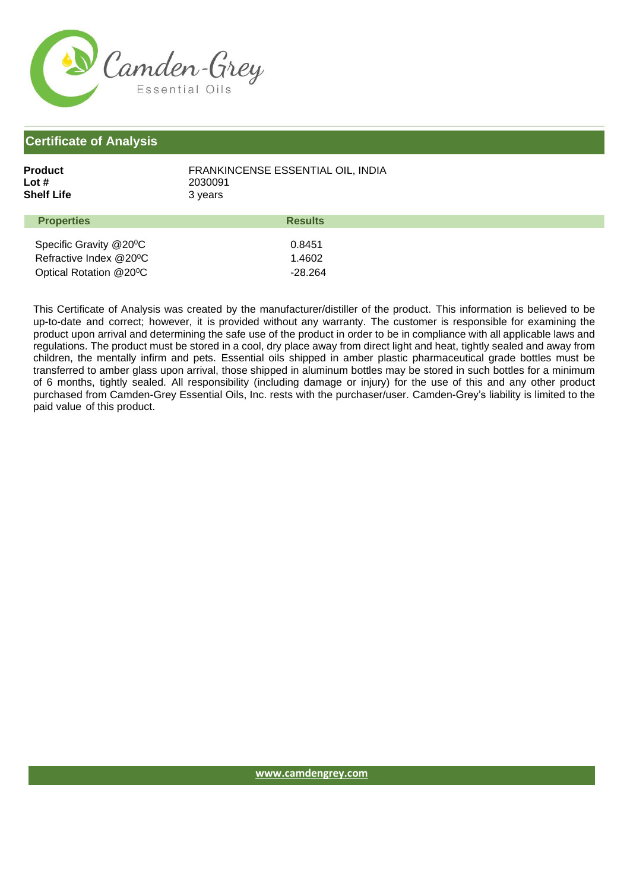Camden-Grey
Essential Oils

## Certificate of Analysis

**Product** FRANKINCENSE ESSENTIAL OIL, INDIA
**Lot #** 2030091
**Shelf Life** 3 years

| Properties | Results |
| --- | --- |
| Specific Gravity @20⁰C | 0.8451 |
| Refractive Index @20⁰C | 1.4602 |
| Optical Rotation @20⁰C | -28.264 |

This Certificate of Analysis was created by the manufacturer/distiller of the product. This information is believed to be up-to-date and correct; however, it is provided without any warranty. The customer is responsible for examining the product upon arrival and determining the safe use of the product in order to be in compliance with all applicable laws and regulations. The product must be stored in a cool, dry place away from direct light and heat, tightly sealed and away from children, the mentally infirm and pets. Essential oils shipped in amber plastic pharmaceutical grade bottles must be transferred to amber glass upon arrival, those shipped in aluminum bottles may be stored in such bottles for a minimum of 6 months, tightly sealed. All responsibility (including damage or injury) for the use of this and any other product purchased from Camden-Grey Essential Oils, Inc. rests with the purchaser/user. Camden-Grey's liability is limited to the paid value of this product.

www.camdengrey.com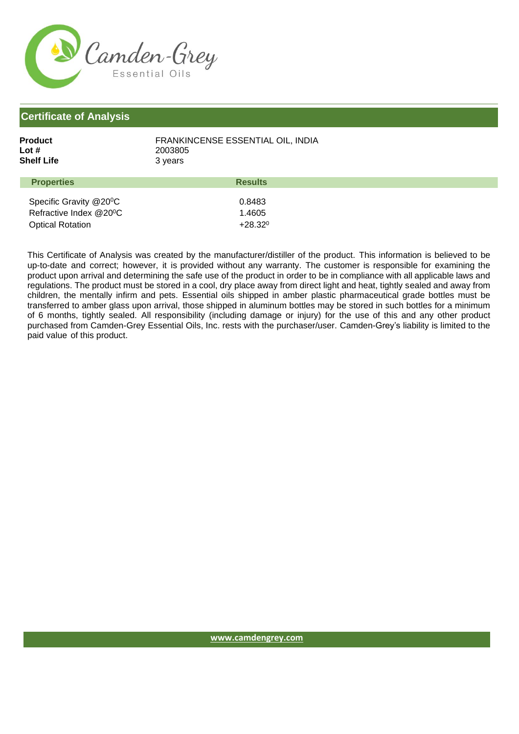Camden-Grey
Essential Oils

## Certificate of Analysis

| | |
|---|---|
| **Product** | FRANKINCENSE ESSENTIAL OIL, INDIA |
| **Lot #** | 2003805 |
| **Shelf Life** | 3 years |

| Properties | Results |
|---|---|
| Specific Gravity @20$^0$C | 0.8483 |
| Refractive Index @20$^0$C | 1.4605 |
| Optical Rotation | +28.32$^0$ |

This Certificate of Analysis was created by the manufacturer/distiller of the product. This information is believed to be up-to-date and correct; however, it is provided without any warranty. The customer is responsible for examining the product upon arrival and determining the safe use of the product in order to be in compliance with all applicable laws and regulations. The product must be stored in a cool, dry place away from direct light and heat, tightly sealed and away from children, the mentally infirm and pets. Essential oils shipped in amber plastic pharmaceutical grade bottles must be transferred to amber glass upon arrival, those shipped in aluminum bottles may be stored in such bottles for a minimum of 6 months, tightly sealed. All responsibility (including damage or injury) for the use of this and any other product purchased from Camden-Grey Essential Oils, Inc. rests with the purchaser/user. Camden-Grey's liability is limited to the paid value of this product.

www.camdengrey.com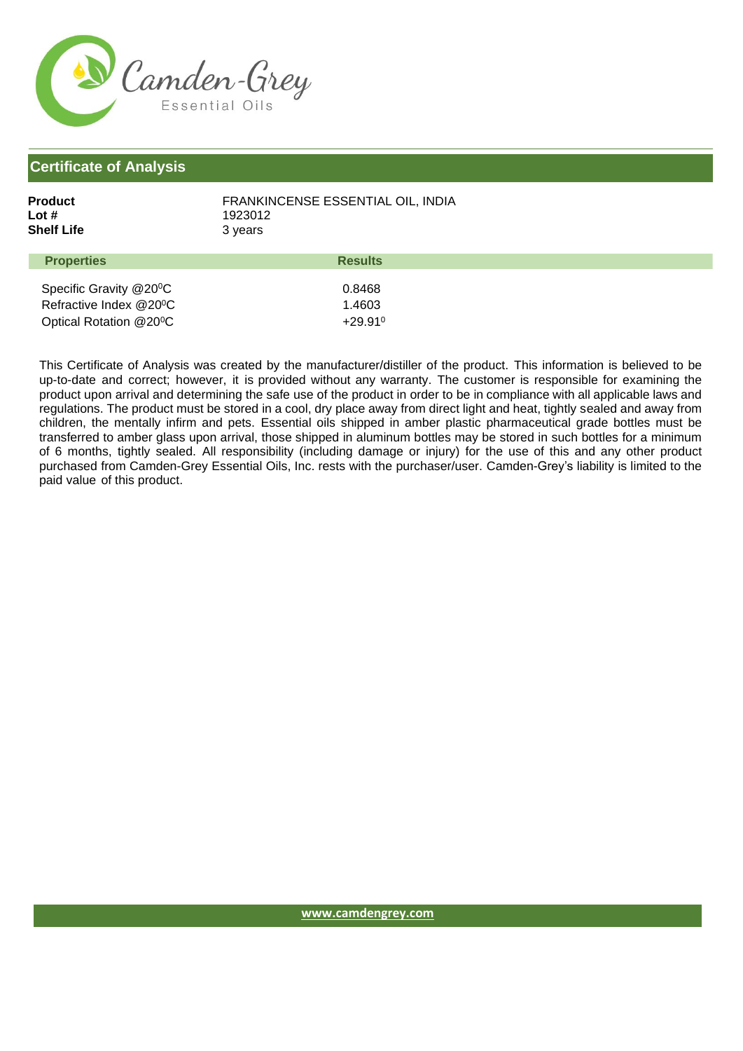Camden-Grey
Essential Oils

## Certificate of Analysis

**Product** FRANKINCENSE ESSENTIAL OIL, INDIA
**Lot #** 1923012
**Shelf Life** 3 years

| Properties | Results |
| --- | --- |
| Specific Gravity @20$^0$C | 0.8468 |
| Refractive Index @20$^0$C | 1.4603 |
| Optical Rotation @20$^0$C | +29.91$^0$ |

This Certificate of Analysis was created by the manufacturer/distiller of the product. This information is believed to be up-to-date and correct; however, it is provided without any warranty. The customer is responsible for examining the product upon arrival and determining the safe use of the product in order to be in compliance with all applicable laws and regulations. The product must be stored in a cool, dry place away from direct light and heat, tightly sealed and away from children, the mentally infirm and pets. Essential oils shipped in amber plastic pharmaceutical grade bottles must be transferred to amber glass upon arrival, those shipped in aluminum bottles may be stored in such bottles for a minimum of 6 months, tightly sealed. All responsibility (including damage or injury) for the use of this and any other product purchased from Camden-Grey Essential Oils, Inc. rests with the purchaser/user. Camden-Grey's liability is limited to the paid value of this product.

www.camdengrey.com